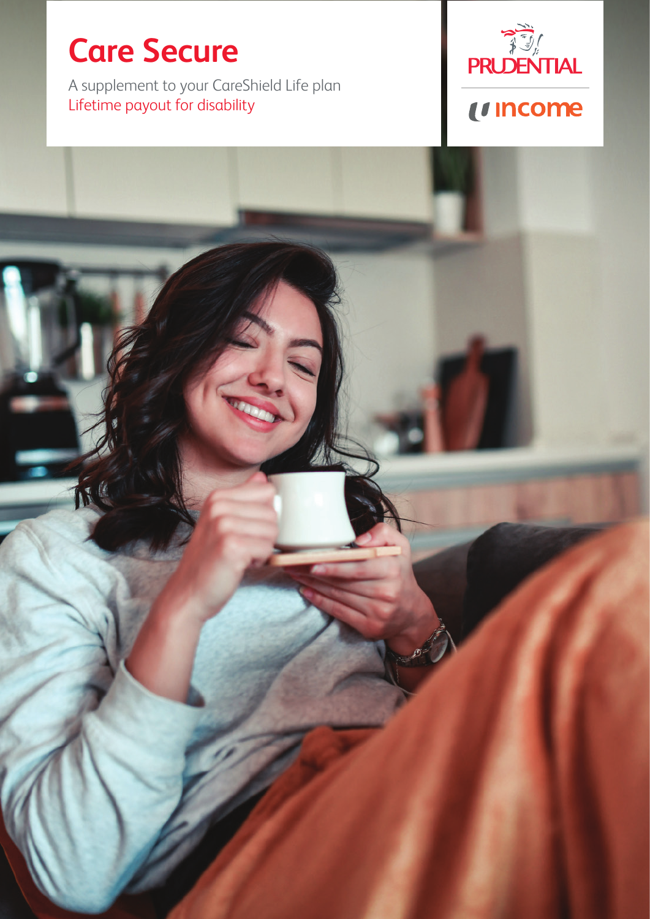# Care Secure

A supplement to your CareShield Life plan

Lifetime payout for disability

PRUDENTIAL

income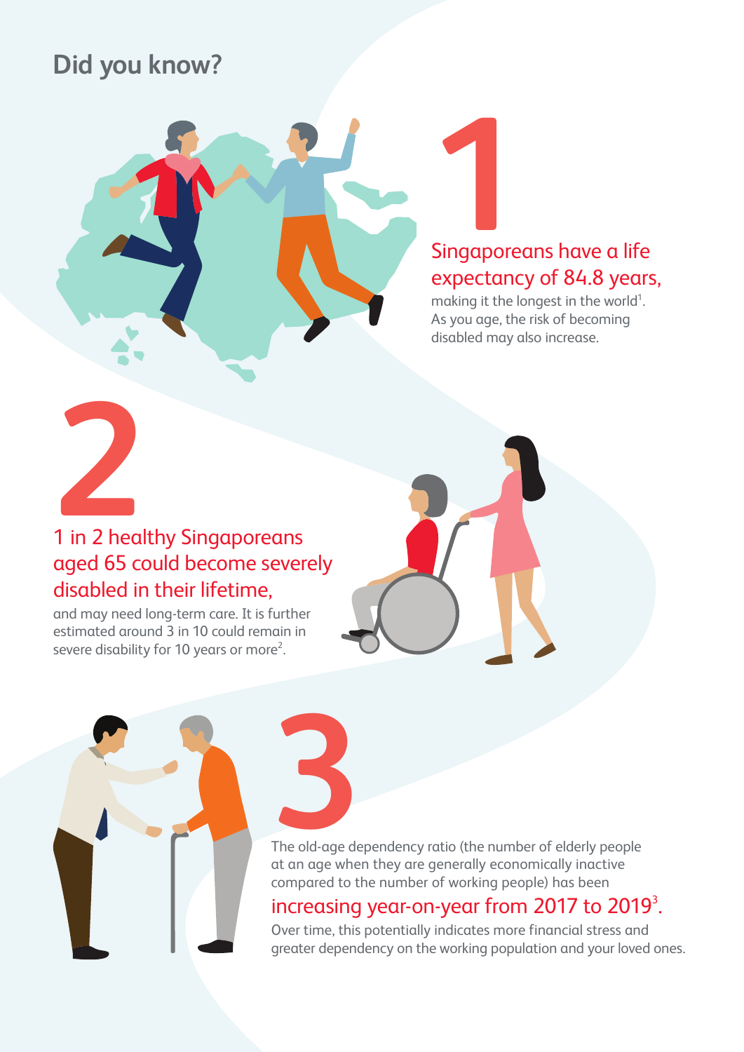# Did you know?

## 1

Singaporeans have a life expectancy of 84.8 years,

making it the longest in the world[1]. As you age, the risk of becoming disabled may also increase.

## 2

1 in 2 healthy Singaporeans aged 65 could become severely disabled in their lifetime,

and may need long-term care. It is further estimated around 3 in 10 could remain in severe disability for 10 years or more[2].

## 3

The old-age dependency ratio (the number of elderly people at an age when they are generally economically inactive compared to the number of working people) has been

increasing year-on-year from 2017 to 2019[3].

Over time, this potentially indicates more financial stress and greater dependency on the working population and your loved ones.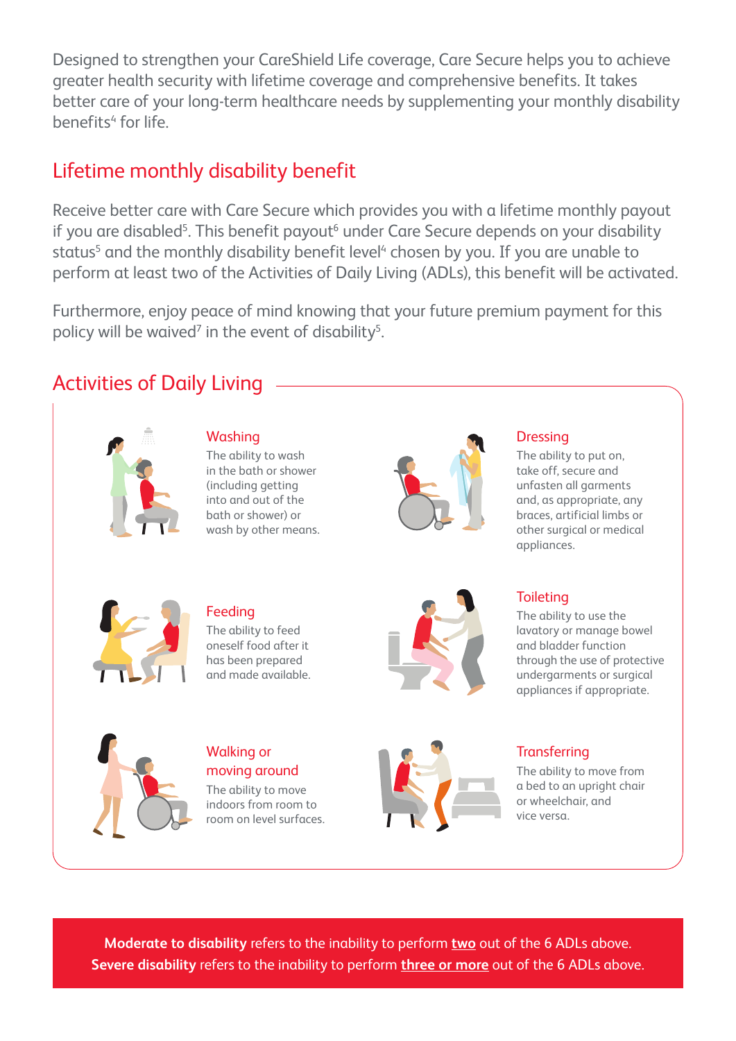Designed to strengthen your CareShield Life coverage, Care Secure helps you to achieve greater health security with lifetime coverage and comprehensive benefits. It takes better care of your long-term healthcare needs by supplementing your monthly disability benefits[4] for life.

## Lifetime monthly disability benefit

Receive better care with Care Secure which provides you with a lifetime monthly payout if you are disabled[5]. This benefit payout[6] under Care Secure depends on your disability status[5] and the monthly disability benefit level[4] chosen by you. If you are unable to perform at least two of the Activities of Daily Living (ADLs), this benefit will be activated.

Furthermore, enjoy peace of mind knowing that your future premium payment for this policy will be waived[7] in the event of disability[5].

## Activities of Daily Living

### Washing

The ability to wash in the bath or shower (including getting into and out of the bath or shower) or wash by other means.

### Dressing

The ability to put on, take off, secure and unfasten all garments and, as appropriate, any braces, artificial limbs or other surgical or medical appliances.

### Feeding

The ability to feed oneself food after it has been prepared and made available.

### Toileting

The ability to use the lavatory or manage bowel and bladder function through the use of protective undergarments or surgical appliances if appropriate.

### Walking or moving around

The ability to move indoors from room to room on level surfaces.

### Transferring

The ability to move from a bed to an upright chair or wheelchair, and vice versa.

**Moderate to disability** refers to the inability to perform **two** out of the 6 ADLs above.
**Severe disability** refers to the inability to perform **three or more** out of the 6 ADLs above.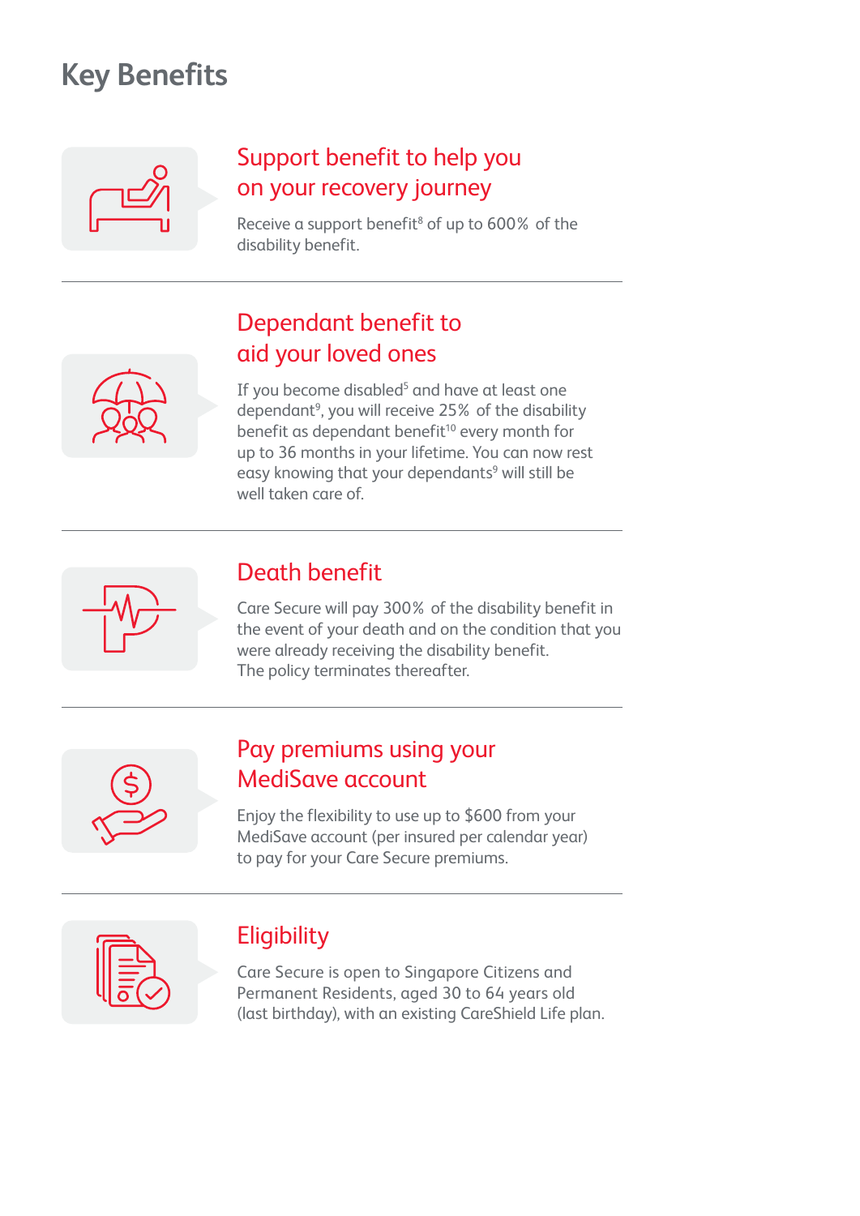# Key Benefits

## Support benefit to help you on your recovery journey

Receive a support benefit[8] of up to 600% of the disability benefit.

## Dependant benefit to aid your loved ones

If you become disabled[5] and have at least one dependant[9], you will receive 25% of the disability benefit as dependant benefit[10] every month for up to 36 months in your lifetime. You can now rest easy knowing that your dependants[9] will still be well taken care of.

## Death benefit

Care Secure will pay 300% of the disability benefit in the event of your death and on the condition that you were already receiving the disability benefit. The policy terminates thereafter.

## Pay premiums using your MediSave account

Enjoy the flexibility to use up to $600 from your MediSave account (per insured per calendar year) to pay for your Care Secure premiums.

## Eligibility

Care Secure is open to Singapore Citizens and Permanent Residents, aged 30 to 64 years old (last birthday), with an existing CareShield Life plan.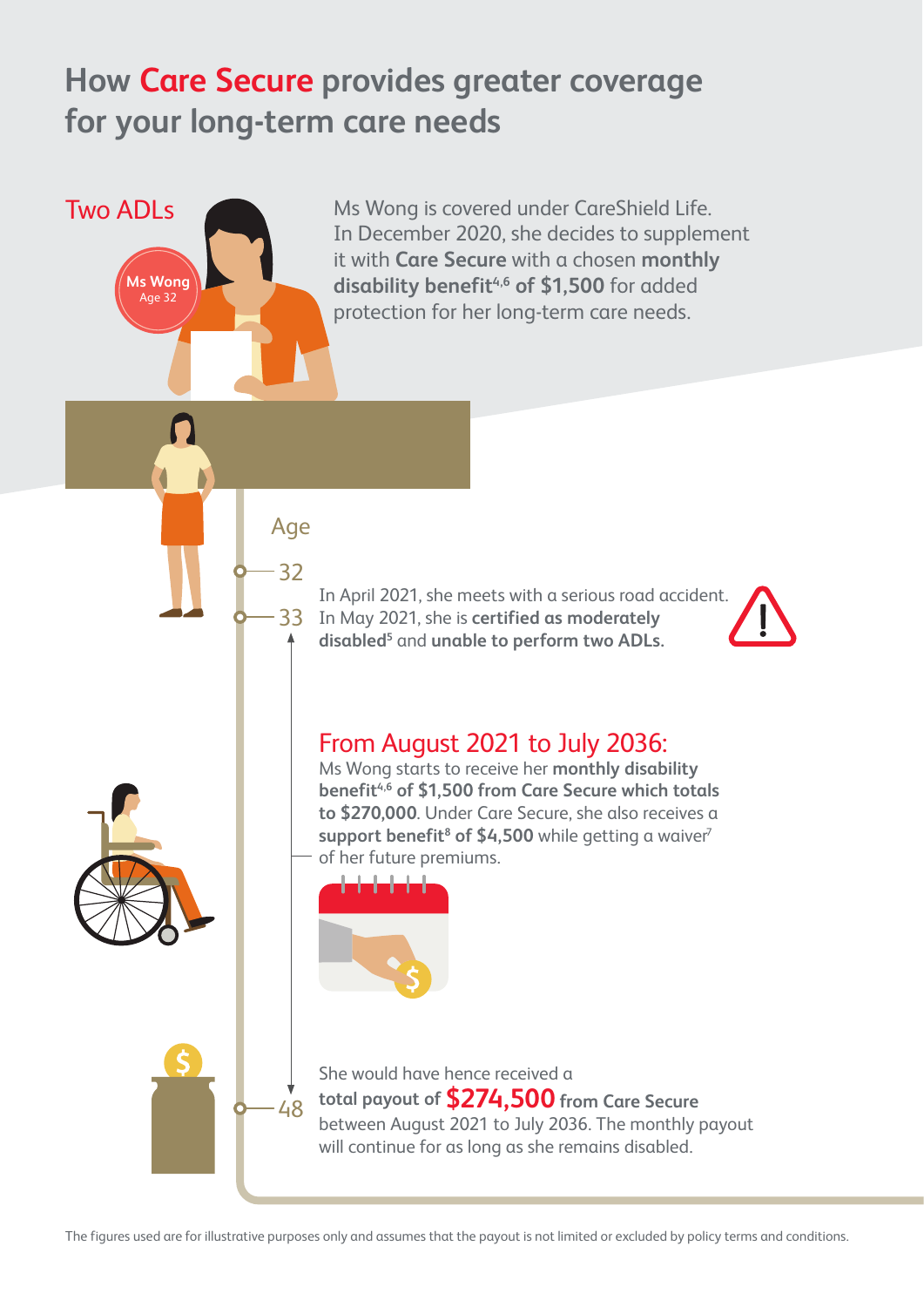# How Care Secure provides greater coverage for your long-term care needs

## Two ADLs

**Ms Wong**
Age 32

Ms Wong is covered under CareShield Life. In December 2020, she decides to supplement it with **Care Secure** with a chosen **monthly disability benefit[4,6] of $1,500** for added protection for her long-term care needs.

Age

32

33

In April 2021, she meets with a serious road accident. In May 2021, she is **certified as moderately disabled[5]** and **unable to perform two ADLs.**

### From August 2021 to July 2036:

Ms Wong starts to receive her **monthly disability benefit[4,6] of $1,500 from Care Secure which totals to $270,000**. Under Care Secure, she also receives a **support benefit[8] of $4,500** while getting a waiver[7] of her future premiums.

48

She would have hence received a **total payout of $274,500 from Care Secure** between August 2021 to July 2036. The monthly payout will continue for as long as she remains disabled.

The figures used are for illustrative purposes only and assumes that the payout is not limited or excluded by policy terms and conditions.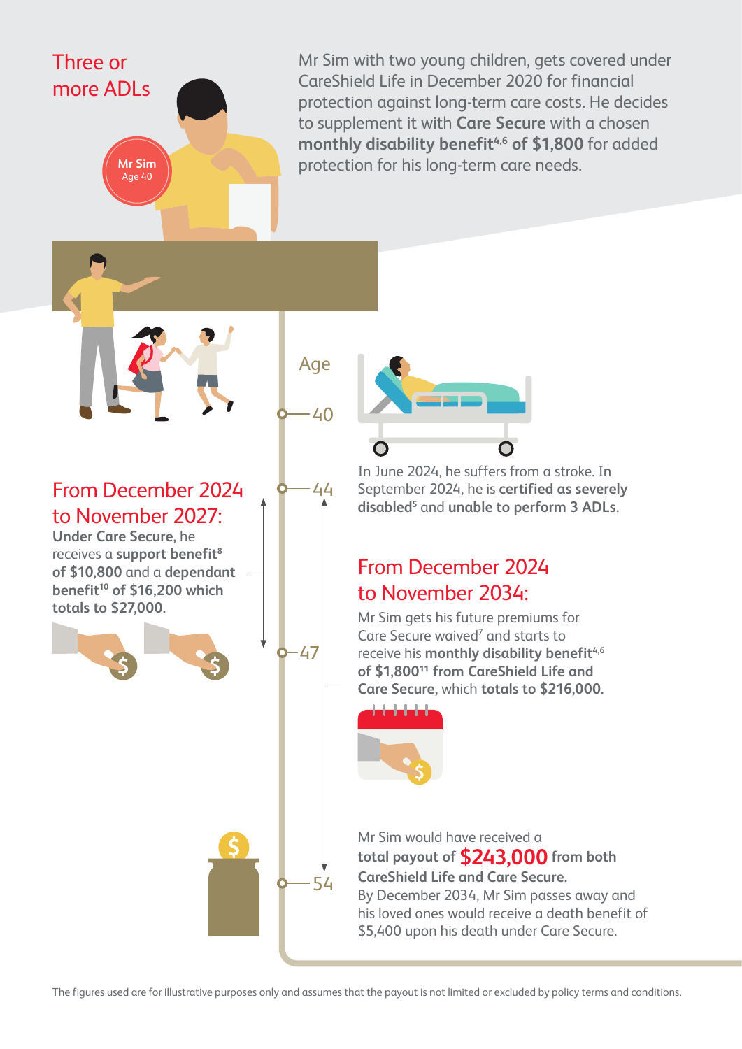## Three or more ADLs

Mr Sim
Age 40

Mr Sim with two young children, gets covered under CareShield Life in December 2020 for financial protection against long-term care costs. He decides to supplement it with **Care Secure** with a chosen **monthly disability benefit[4,6] of $1,800** for added protection for his long-term care needs.

Age

40

In June 2024, he suffers from a stroke. In September 2024, he is **certified as severely disabled[5]** and **unable to perform 3 ADLs.**

44

### From December 2024 to November 2027:

**Under Care Secure,** he receives a **support benefit[8] of $10,800** and a **dependant benefit[10] of $16,200 which totals to $27,000.**

47

### From December 2024 to November 2034:

Mr Sim gets his future premiums for Care Secure waived[7] and starts to receive his **monthly disability benefit[4,6] of $1,800[11] from CareShield Life and Care Secure,** which **totals to $216,000.**

54

Mr Sim would have received a **total payout of $243,000 from both CareShield Life and Care Secure.**
By December 2034, Mr Sim passes away and his loved ones would receive a death benefit of $5,400 upon his death under Care Secure.

The figures used are for illustrative purposes only and assumes that the payout is not limited or excluded by policy terms and conditions.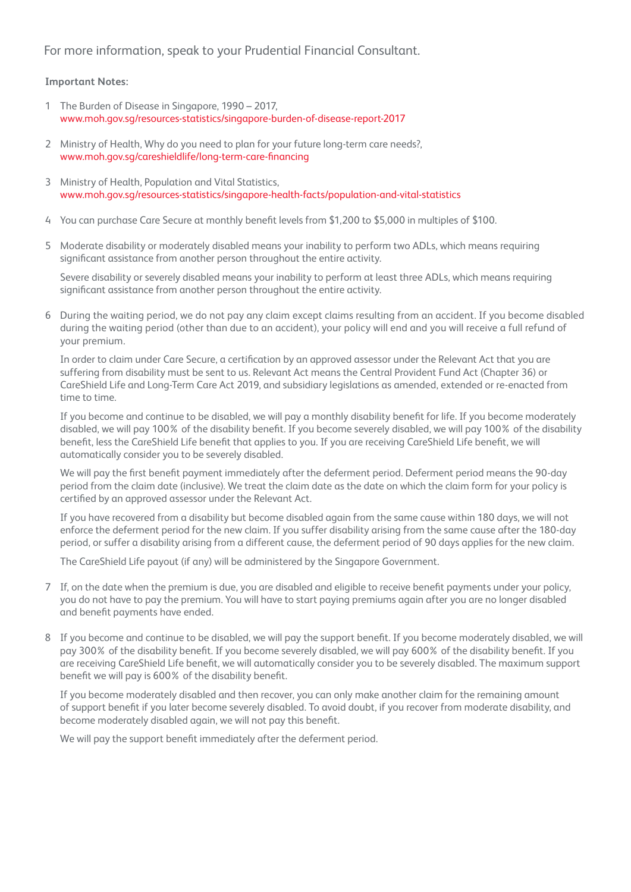For more information, speak to your Prudential Financial Consultant.

**Important Notes:**

1. The Burden of Disease in Singapore, 1990 – 2017, www.moh.gov.sg/resources-statistics/singapore-burden-of-disease-report-2017

2. Ministry of Health, Why do you need to plan for your future long-term care needs?, www.moh.gov.sg/careshieldlife/long-term-care-financing

3. Ministry of Health, Population and Vital Statistics, www.moh.gov.sg/resources-statistics/singapore-health-facts/population-and-vital-statistics

4. You can purchase Care Secure at monthly benefit levels from $1,200 to $5,000 in multiples of $100.

5. Moderate disability or moderately disabled means your inability to perform two ADLs, which means requiring significant assistance from another person throughout the entire activity.

   Severe disability or severely disabled means your inability to perform at least three ADLs, which means requiring significant assistance from another person throughout the entire activity.

6. During the waiting period, we do not pay any claim except claims resulting from an accident. If you become disabled during the waiting period (other than due to an accident), your policy will end and you will receive a full refund of your premium.

   In order to claim under Care Secure, a certification by an approved assessor under the Relevant Act that you are suffering from disability must be sent to us. Relevant Act means the Central Provident Fund Act (Chapter 36) or CareShield Life and Long-Term Care Act 2019, and subsidiary legislations as amended, extended or re-enacted from time to time.

   If you become and continue to be disabled, we will pay a monthly disability benefit for life. If you become moderately disabled, we will pay 100% of the disability benefit. If you become severely disabled, we will pay 100% of the disability benefit, less the CareShield Life benefit that applies to you. If you are receiving CareShield Life benefit, we will automatically consider you to be severely disabled.

   We will pay the first benefit payment immediately after the deferment period. Deferment period means the 90-day period from the claim date (inclusive). We treat the claim date as the date on which the claim form for your policy is certified by an approved assessor under the Relevant Act.

   If you have recovered from a disability but become disabled again from the same cause within 180 days, we will not enforce the deferment period for the new claim. If you suffer disability arising from the same cause after the 180-day period, or suffer a disability arising from a different cause, the deferment period of 90 days applies for the new claim.

   The CareShield Life payout (if any) will be administered by the Singapore Government.

7. If, on the date when the premium is due, you are disabled and eligible to receive benefit payments under your policy, you do not have to pay the premium. You will have to start paying premiums again after you are no longer disabled and benefit payments have ended.

8. If you become and continue to be disabled, we will pay the support benefit. If you become moderately disabled, we will pay 300% of the disability benefit. If you become severely disabled, we will pay 600% of the disability benefit. If you are receiving CareShield Life benefit, we will automatically consider you to be severely disabled. The maximum support benefit we will pay is 600% of the disability benefit.

   If you become moderately disabled and then recover, you can only make another claim for the remaining amount of support benefit if you later become severely disabled. To avoid doubt, if you recover from moderate disability, and become moderately disabled again, we will not pay this benefit.

   We will pay the support benefit immediately after the deferment period.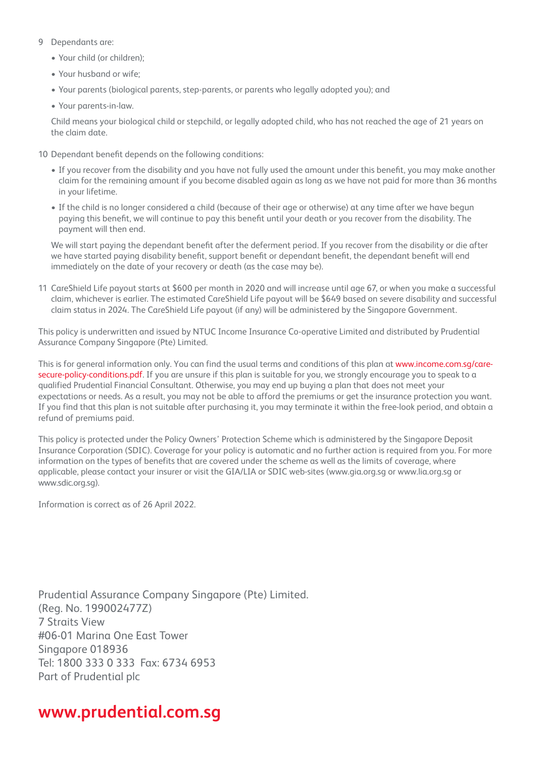9 Dependants are:

- Your child (or children);
- Your husband or wife;
- Your parents (biological parents, step-parents, or parents who legally adopted you); and
- Your parents-in-law.

Child means your biological child or stepchild, or legally adopted child, who has not reached the age of 21 years on the claim date.

10 Dependant benefit depends on the following conditions:

- If you recover from the disability and you have not fully used the amount under this benefit, you may make another claim for the remaining amount if you become disabled again as long as we have not paid for more than 36 months in your lifetime.
- If the child is no longer considered a child (because of their age or otherwise) at any time after we have begun paying this benefit, we will continue to pay this benefit until your death or you recover from the disability. The payment will then end.

We will start paying the dependant benefit after the deferment period. If you recover from the disability or die after we have started paying disability benefit, support benefit or dependant benefit, the dependant benefit will end immediately on the date of your recovery or death (as the case may be).

11 CareShield Life payout starts at $600 per month in 2020 and will increase until age 67, or when you make a successful claim, whichever is earlier. The estimated CareShield Life payout will be $649 based on severe disability and successful claim status in 2024. The CareShield Life payout (if any) will be administered by the Singapore Government.

This policy is underwritten and issued by NTUC Income Insurance Co-operative Limited and distributed by Prudential Assurance Company Singapore (Pte) Limited.

This is for general information only. You can find the usual terms and conditions of this plan at www.income.com.sg/care-secure-policy-conditions.pdf. If you are unsure if this plan is suitable for you, we strongly encourage you to speak to a qualified Prudential Financial Consultant. Otherwise, you may end up buying a plan that does not meet your expectations or needs. As a result, you may not be able to afford the premiums or get the insurance protection you want. If you find that this plan is not suitable after purchasing it, you may terminate it within the free-look period, and obtain a refund of premiums paid.

This policy is protected under the Policy Owners' Protection Scheme which is administered by the Singapore Deposit Insurance Corporation (SDIC). Coverage for your policy is automatic and no further action is required from you. For more information on the types of benefits that are covered under the scheme as well as the limits of coverage, where applicable, please contact your insurer or visit the GIA/LIA or SDIC web-sites (www.gia.org.sg or www.lia.org.sg or www.sdic.org.sg).

Information is correct as of 26 April 2022.

Prudential Assurance Company Singapore (Pte) Limited.
(Reg. No. 199002477Z)
7 Straits View
#06-01 Marina One East Tower
Singapore 018936
Tel: 1800 333 0 333 Fax: 6734 6953
Part of Prudential plc

**www.prudential.com.sg**